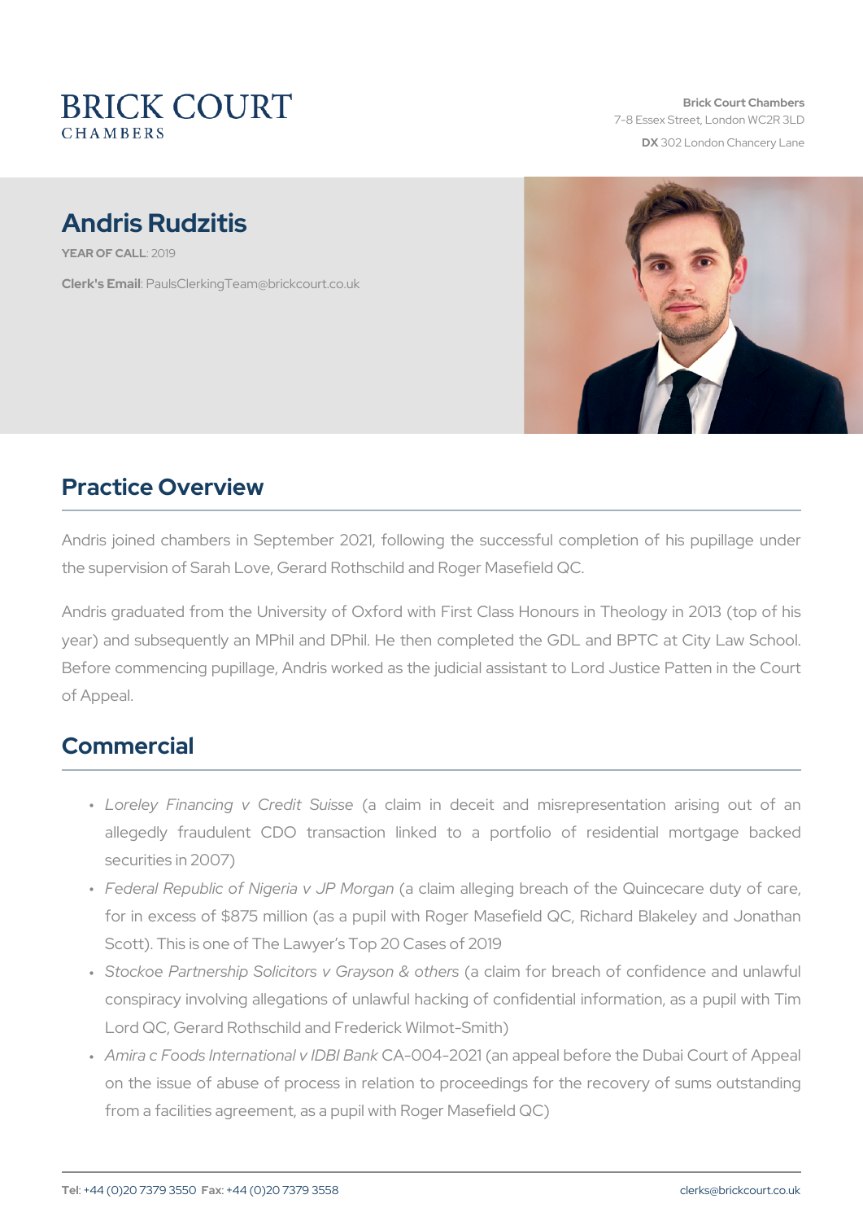# BRICK COURT
CHAMBERS

**Brick Court Chambers**
7-8 Essex Street, London WC2R 3LD
**DX** 302 London Chancery Lane

## Andris Rudzitis

**YEAR OF CALL**: 2019

**Clerk's Email**: PaulsClerkingTeam@brickcourt.co.uk

## Practice Overview

Andris joined chambers in September 2021, following the successful completion of his pupillage under the supervision of Sarah Love, Gerard Rothschild and Roger Masefield QC.

Andris graduated from the University of Oxford with First Class Honours in Theology in 2013 (top of his year) and subsequently an MPhil and DPhil. He then completed the GDL and BPTC at City Law School. Before commencing pupillage, Andris worked as the judicial assistant to Lord Justice Patten in the Court of Appeal.

## Commercial

- *Loreley Financing v Credit Suisse* (a claim in deceit and misrepresentation arising out of an allegedly fraudulent CDO transaction linked to a portfolio of residential mortgage backed securities in 2007)
- *Federal Republic of Nigeria v JP Morgan* (a claim alleging breach of the Quincecare duty of care, for in excess of $875 million (as a pupil with Roger Masefield QC, Richard Blakeley and Jonathan Scott). This is one of The Lawyer's Top 20 Cases of 2019
- *Stockoe Partnership Solicitors v Grayson & others* (a claim for breach of confidence and unlawful conspiracy involving allegations of unlawful hacking of confidential information, as a pupil with Tim Lord QC, Gerard Rothschild and Frederick Wilmot-Smith)
- *Amira c Foods International v IDBI Bank* CA-004-2021 (an appeal before the Dubai Court of Appeal on the issue of abuse of process in relation to proceedings for the recovery of sums outstanding from a facilities agreement, as a pupil with Roger Masefield QC)

**Tel**: +44 (0)20 7379 3550 **Fax**: +44 (0)20 7379 3558 clerks@brickcourt.co.uk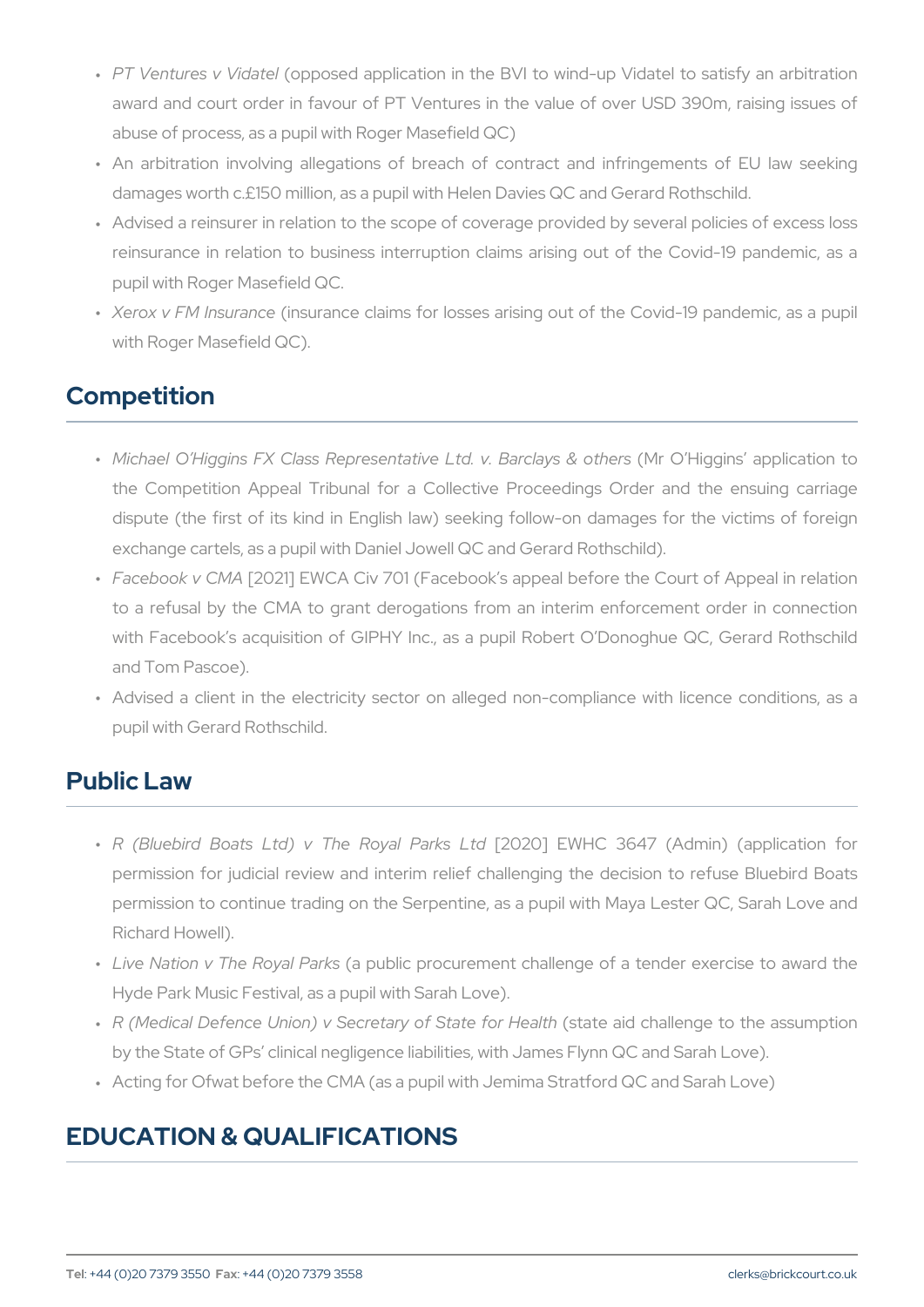- *PT Ventures v Vidatel* (opposed application in the BVI to wind-up Vidatel to satisfy an arbitration award and court order in favour of PT Ventures in the value of over USD 390m, raising issues of abuse of process, as a pupil with Roger Masefield QC)
- An arbitration involving allegations of breach of contract and infringements of EU law seeking damages worth c.£150 million, as a pupil with Helen Davies QC and Gerard Rothschild.
- Advised a reinsurer in relation to the scope of coverage provided by several policies of excess loss reinsurance in relation to business interruption claims arising out of the Covid-19 pandemic, as a pupil with Roger Masefield QC.
- *Xerox v FM Insurance* (insurance claims for losses arising out of the Covid-19 pandemic, as a pupil with Roger Masefield QC).

## Competition

- *Michael O'Higgins FX Class Representative Ltd. v. Barclays & others* (Mr O'Higgins' application to the Competition Appeal Tribunal for a Collective Proceedings Order and the ensuing carriage dispute (the first of its kind in English law) seeking follow-on damages for the victims of foreign exchange cartels, as a pupil with Daniel Jowell QC and Gerard Rothschild).
- *Facebook v CMA* [2021] EWCA Civ 701 (Facebook's appeal before the Court of Appeal in relation to a refusal by the CMA to grant derogations from an interim enforcement order in connection with Facebook's acquisition of GIPHY Inc., as a pupil Robert O'Donoghue QC, Gerard Rothschild and Tom Pascoe).
- Advised a client in the electricity sector on alleged non-compliance with licence conditions, as a pupil with Gerard Rothschild.

## Public Law

- *R (Bluebird Boats Ltd) v The Royal Parks Ltd* [2020] EWHC 3647 (Admin) (application for permission for judicial review and interim relief challenging the decision to refuse Bluebird Boats permission to continue trading on the Serpentine, as a pupil with Maya Lester QC, Sarah Love and Richard Howell).
- *Live Nation v The Royal Parks* (a public procurement challenge of a tender exercise to award the Hyde Park Music Festival, as a pupil with Sarah Love).
- *R (Medical Defence Union) v Secretary of State for Health* (state aid challenge to the assumption by the State of GPs' clinical negligence liabilities, with James Flynn QC and Sarah Love).
- Acting for Ofwat before the CMA (as a pupil with Jemima Stratford QC and Sarah Love)

## EDUCATION & QUALIFICATIONS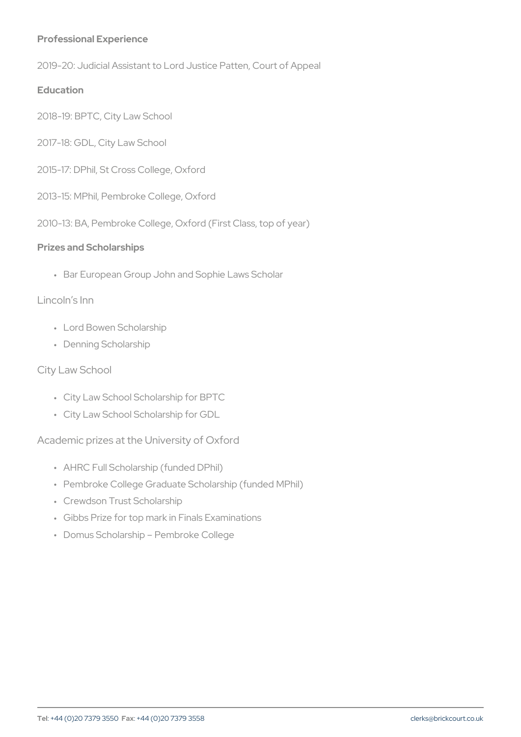**Professional Experience**

2019–20: Judicial Assistant to Lord Justice Patten, Court of Appeal

**Education**

2018–19: BPTC, City Law School

2017–18: GDL, City Law School

2015–17: DPhil, St Cross College, Oxford

2013–15: MPhil, Pembroke College, Oxford

2010–13: BA, Pembroke College, Oxford (First Class, top of year)

**Prizes and Scholarships**

- Bar European Group John and Sophie Laws Scholar

Lincoln's Inn

- Lord Bowen Scholarship
- Denning Scholarship

City Law School

- City Law School Scholarship for BPTC
- City Law School Scholarship for GDL

Academic prizes at the University of Oxford

- AHRC Full Scholarship (funded DPhil)
- Pembroke College Graduate Scholarship (funded MPhil)
- Crewdson Trust Scholarship
- Gibbs Prize for top mark in Finals Examinations
- Domus Scholarship – Pembroke College